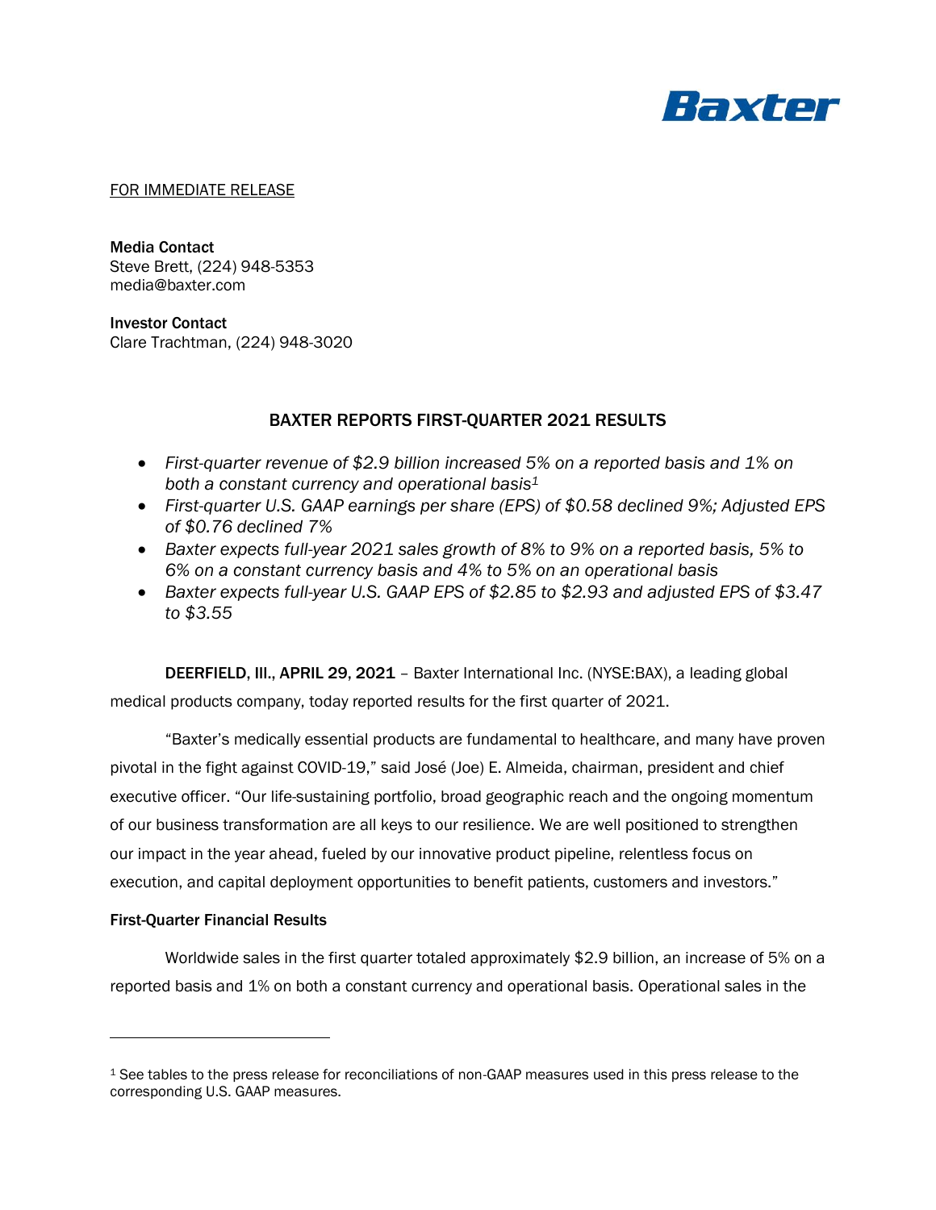Baxter

FOR IMMEDIATE RELEASE

**Media Contact**
Steve Brett, (224) 948-5353
media@baxter.com

**Investor Contact**
Clare Trachtman, (224) 948-3020

# BAXTER REPORTS FIRST-QUARTER 2021 RESULTS

- *First-quarter revenue of $2.9 billion increased 5% on a reported basis and 1% on both a constant currency and operational basis[1]*
- *First-quarter U.S. GAAP earnings per share (EPS) of $0.58 declined 9%; Adjusted EPS of $0.76 declined 7%*
- *Baxter expects full-year 2021 sales growth of 8% to 9% on a reported basis, 5% to 6% on a constant currency basis and 4% to 5% on an operational basis*
- *Baxter expects full-year U.S. GAAP EPS of $2.85 to $2.93 and adjusted EPS of $3.47 to $3.55*

**DEERFIELD, Ill., APRIL 29, 2021** – Baxter International Inc. (NYSE:BAX), a leading global medical products company, today reported results for the first quarter of 2021.

"Baxter's medically essential products are fundamental to healthcare, and many have proven pivotal in the fight against COVID-19," said José (Joe) E. Almeida, chairman, president and chief executive officer. "Our life-sustaining portfolio, broad geographic reach and the ongoing momentum of our business transformation are all keys to our resilience. We are well positioned to strengthen our impact in the year ahead, fueled by our innovative product pipeline, relentless focus on execution, and capital deployment opportunities to benefit patients, customers and investors."

**First-Quarter Financial Results**

Worldwide sales in the first quarter totaled approximately $2.9 billion, an increase of 5% on a reported basis and 1% on both a constant currency and operational basis. Operational sales in the

[1] See tables to the press release for reconciliations of non-GAAP measures used in this press release to the corresponding U.S. GAAP measures.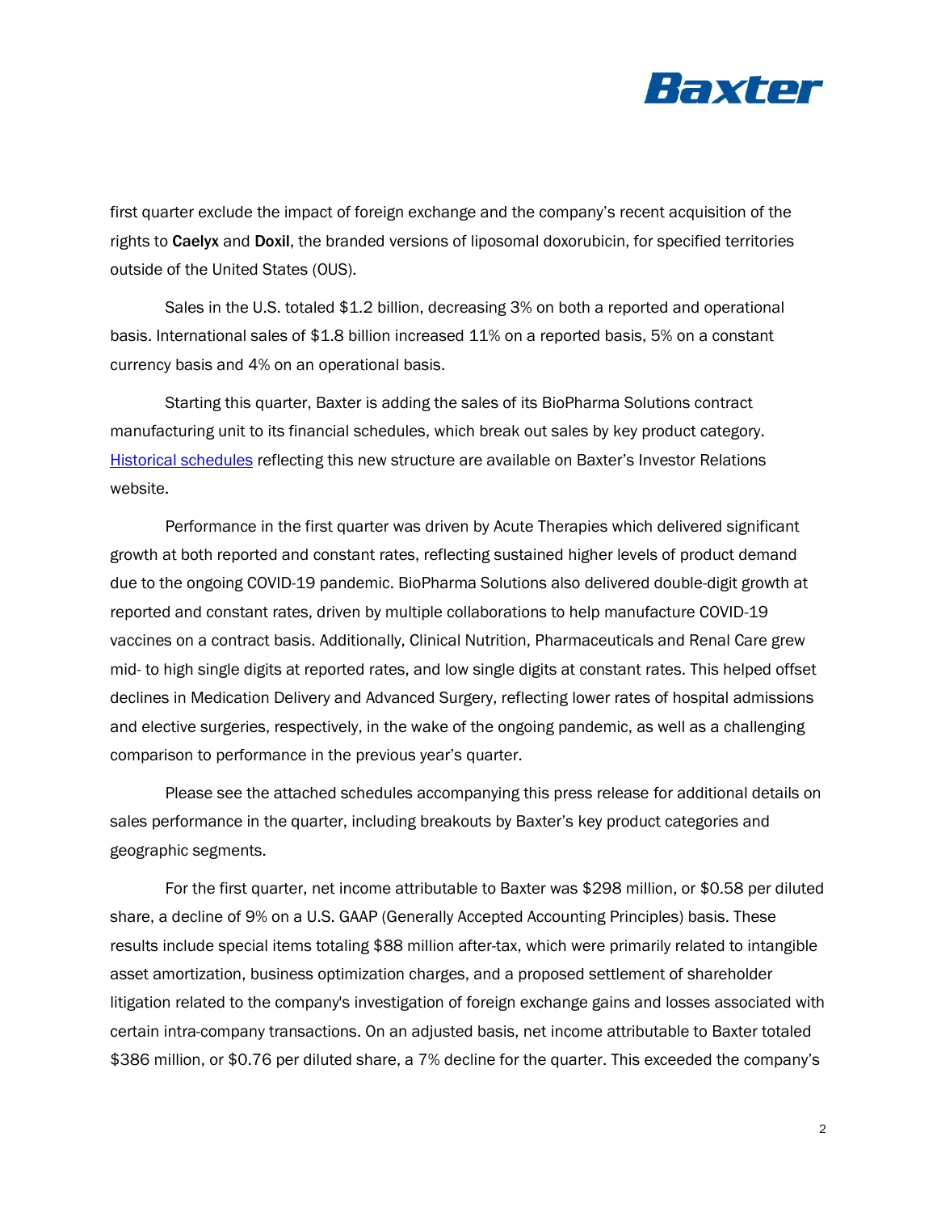first quarter exclude the impact of foreign exchange and the company's recent acquisition of the rights to **Caelyx** and **Doxil**, the branded versions of liposomal doxorubicin, for specified territories outside of the United States (OUS).

Sales in the U.S. totaled $1.2 billion, decreasing 3% on both a reported and operational basis. International sales of $1.8 billion increased 11% on a reported basis, 5% on a constant currency basis and 4% on an operational basis.

Starting this quarter, Baxter is adding the sales of its BioPharma Solutions contract manufacturing unit to its financial schedules, which break out sales by key product category. Historical schedules reflecting this new structure are available on Baxter's Investor Relations website.

Performance in the first quarter was driven by Acute Therapies which delivered significant growth at both reported and constant rates, reflecting sustained higher levels of product demand due to the ongoing COVID-19 pandemic. BioPharma Solutions also delivered double-digit growth at reported and constant rates, driven by multiple collaborations to help manufacture COVID-19 vaccines on a contract basis. Additionally, Clinical Nutrition, Pharmaceuticals and Renal Care grew mid- to high single digits at reported rates, and low single digits at constant rates. This helped offset declines in Medication Delivery and Advanced Surgery, reflecting lower rates of hospital admissions and elective surgeries, respectively, in the wake of the ongoing pandemic, as well as a challenging comparison to performance in the previous year's quarter.

Please see the attached schedules accompanying this press release for additional details on sales performance in the quarter, including breakouts by Baxter's key product categories and geographic segments.

For the first quarter, net income attributable to Baxter was $298 million, or $0.58 per diluted share, a decline of 9% on a U.S. GAAP (Generally Accepted Accounting Principles) basis. These results include special items totaling $88 million after-tax, which were primarily related to intangible asset amortization, business optimization charges, and a proposed settlement of shareholder litigation related to the company's investigation of foreign exchange gains and losses associated with certain intra-company transactions. On an adjusted basis, net income attributable to Baxter totaled $386 million, or $0.76 per diluted share, a 7% decline for the quarter. This exceeded the company's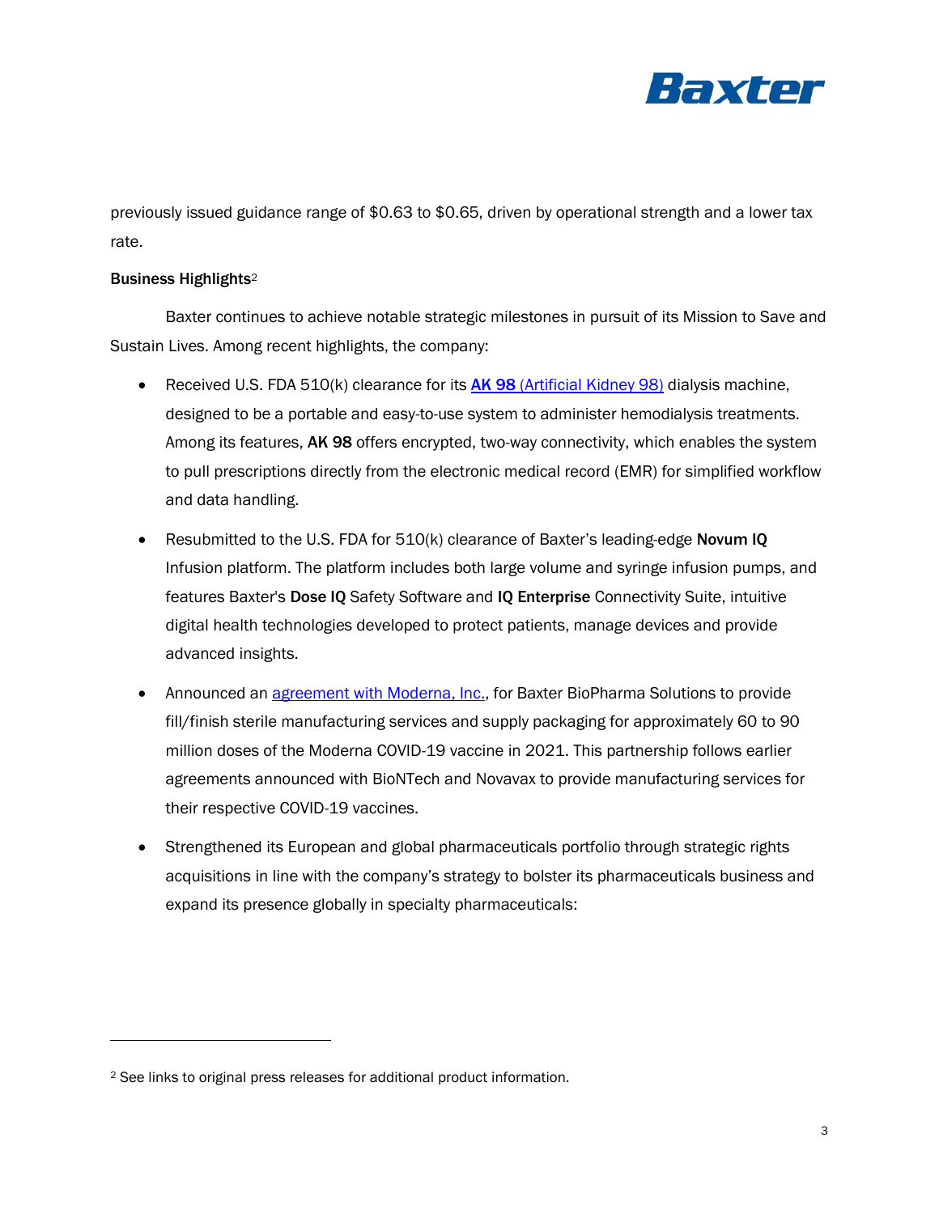previously issued guidance range of $0.63 to $0.65, driven by operational strength and a lower tax rate.

**Business Highlights**[2]

Baxter continues to achieve notable strategic milestones in pursuit of its Mission to Save and Sustain Lives. Among recent highlights, the company:

- Received U.S. FDA 510(k) clearance for its **AK 98** (Artificial Kidney 98) dialysis machine, designed to be a portable and easy-to-use system to administer hemodialysis treatments. Among its features, **AK 98** offers encrypted, two-way connectivity, which enables the system to pull prescriptions directly from the electronic medical record (EMR) for simplified workflow and data handling.
- Resubmitted to the U.S. FDA for 510(k) clearance of Baxter's leading-edge **Novum IQ** Infusion platform. The platform includes both large volume and syringe infusion pumps, and features Baxter's **Dose IQ** Safety Software and **IQ Enterprise** Connectivity Suite, intuitive digital health technologies developed to protect patients, manage devices and provide advanced insights.
- Announced an agreement with Moderna, Inc., for Baxter BioPharma Solutions to provide fill/finish sterile manufacturing services and supply packaging for approximately 60 to 90 million doses of the Moderna COVID-19 vaccine in 2021. This partnership follows earlier agreements announced with BioNTech and Novavax to provide manufacturing services for their respective COVID-19 vaccines.
- Strengthened its European and global pharmaceuticals portfolio through strategic rights acquisitions in line with the company's strategy to bolster its pharmaceuticals business and expand its presence globally in specialty pharmaceuticals:

---

[2] See links to original press releases for additional product information.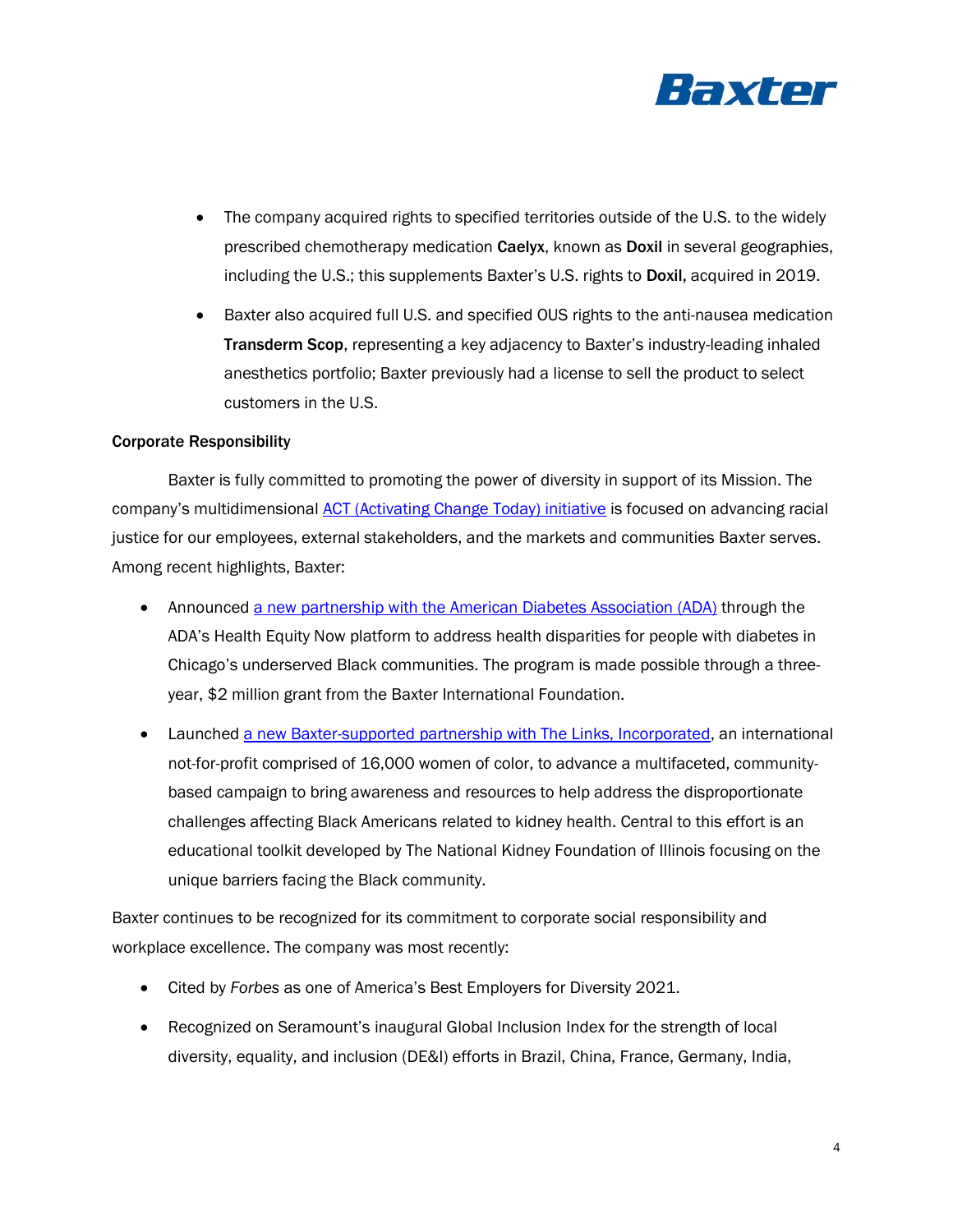- The company acquired rights to specified territories outside of the U.S. to the widely prescribed chemotherapy medication **Caelyx**, known as **Doxil** in several geographies, including the U.S.; this supplements Baxter's U.S. rights to **Doxil**, acquired in 2019.
- Baxter also acquired full U.S. and specified OUS rights to the anti-nausea medication **Transderm Scop**, representing a key adjacency to Baxter's industry-leading inhaled anesthetics portfolio; Baxter previously had a license to sell the product to select customers in the U.S.

**Corporate Responsibility**

Baxter is fully committed to promoting the power of diversity in support of its Mission. The company's multidimensional ACT (Activating Change Today) initiative is focused on advancing racial justice for our employees, external stakeholders, and the markets and communities Baxter serves. Among recent highlights, Baxter:

- Announced a new partnership with the American Diabetes Association (ADA) through the ADA's Health Equity Now platform to address health disparities for people with diabetes in Chicago's underserved Black communities. The program is made possible through a three-year, $2 million grant from the Baxter International Foundation.
- Launched a new Baxter-supported partnership with The Links, Incorporated, an international not-for-profit comprised of 16,000 women of color, to advance a multifaceted, community-based campaign to bring awareness and resources to help address the disproportionate challenges affecting Black Americans related to kidney health. Central to this effort is an educational toolkit developed by The National Kidney Foundation of Illinois focusing on the unique barriers facing the Black community.

Baxter continues to be recognized for its commitment to corporate social responsibility and workplace excellence. The company was most recently:

- Cited by *Forbes* as one of America's Best Employers for Diversity 2021.
- Recognized on Seramount's inaugural Global Inclusion Index for the strength of local diversity, equality, and inclusion (DE&I) efforts in Brazil, China, France, Germany, India,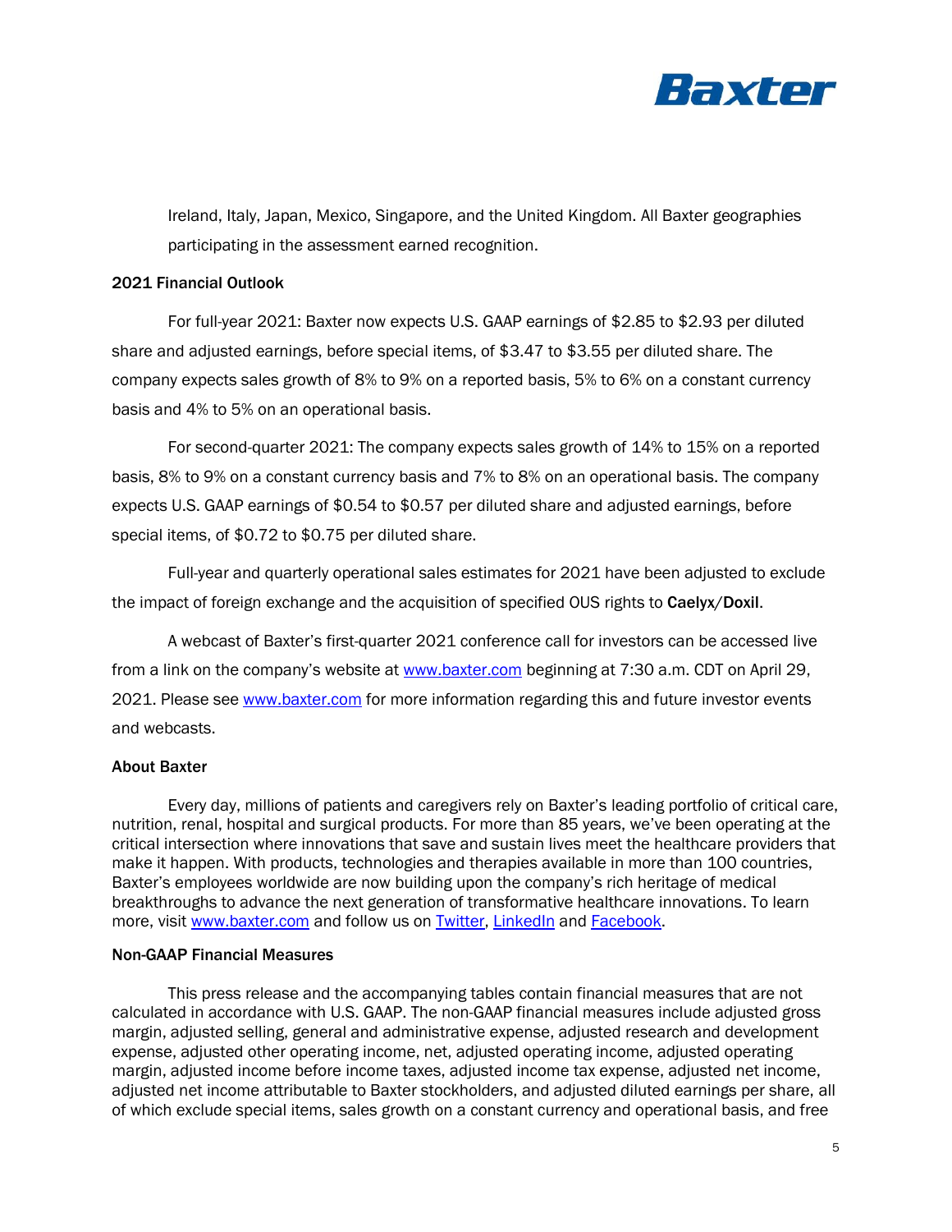Ireland, Italy, Japan, Mexico, Singapore, and the United Kingdom. All Baxter geographies participating in the assessment earned recognition.

**2021 Financial Outlook**

For full-year 2021: Baxter now expects U.S. GAAP earnings of $2.85 to $2.93 per diluted share and adjusted earnings, before special items, of $3.47 to $3.55 per diluted share. The company expects sales growth of 8% to 9% on a reported basis, 5% to 6% on a constant currency basis and 4% to 5% on an operational basis.

For second-quarter 2021: The company expects sales growth of 14% to 15% on a reported basis, 8% to 9% on a constant currency basis and 7% to 8% on an operational basis. The company expects U.S. GAAP earnings of $0.54 to $0.57 per diluted share and adjusted earnings, before special items, of $0.72 to $0.75 per diluted share.

Full-year and quarterly operational sales estimates for 2021 have been adjusted to exclude the impact of foreign exchange and the acquisition of specified OUS rights to **Caelyx**/**Doxil**.

A webcast of Baxter's first-quarter 2021 conference call for investors can be accessed live from a link on the company's website at www.baxter.com beginning at 7:30 a.m. CDT on April 29, 2021. Please see www.baxter.com for more information regarding this and future investor events and webcasts.

**About Baxter**

Every day, millions of patients and caregivers rely on Baxter's leading portfolio of critical care, nutrition, renal, hospital and surgical products. For more than 85 years, we've been operating at the critical intersection where innovations that save and sustain lives meet the healthcare providers that make it happen. With products, technologies and therapies available in more than 100 countries, Baxter's employees worldwide are now building upon the company's rich heritage of medical breakthroughs to advance the next generation of transformative healthcare innovations. To learn more, visit www.baxter.com and follow us on Twitter, LinkedIn and Facebook.

**Non-GAAP Financial Measures**

This press release and the accompanying tables contain financial measures that are not calculated in accordance with U.S. GAAP. The non-GAAP financial measures include adjusted gross margin, adjusted selling, general and administrative expense, adjusted research and development expense, adjusted other operating income, net, adjusted operating income, adjusted operating margin, adjusted income before income taxes, adjusted income tax expense, adjusted net income, adjusted net income attributable to Baxter stockholders, and adjusted diluted earnings per share, all of which exclude special items, sales growth on a constant currency and operational basis, and free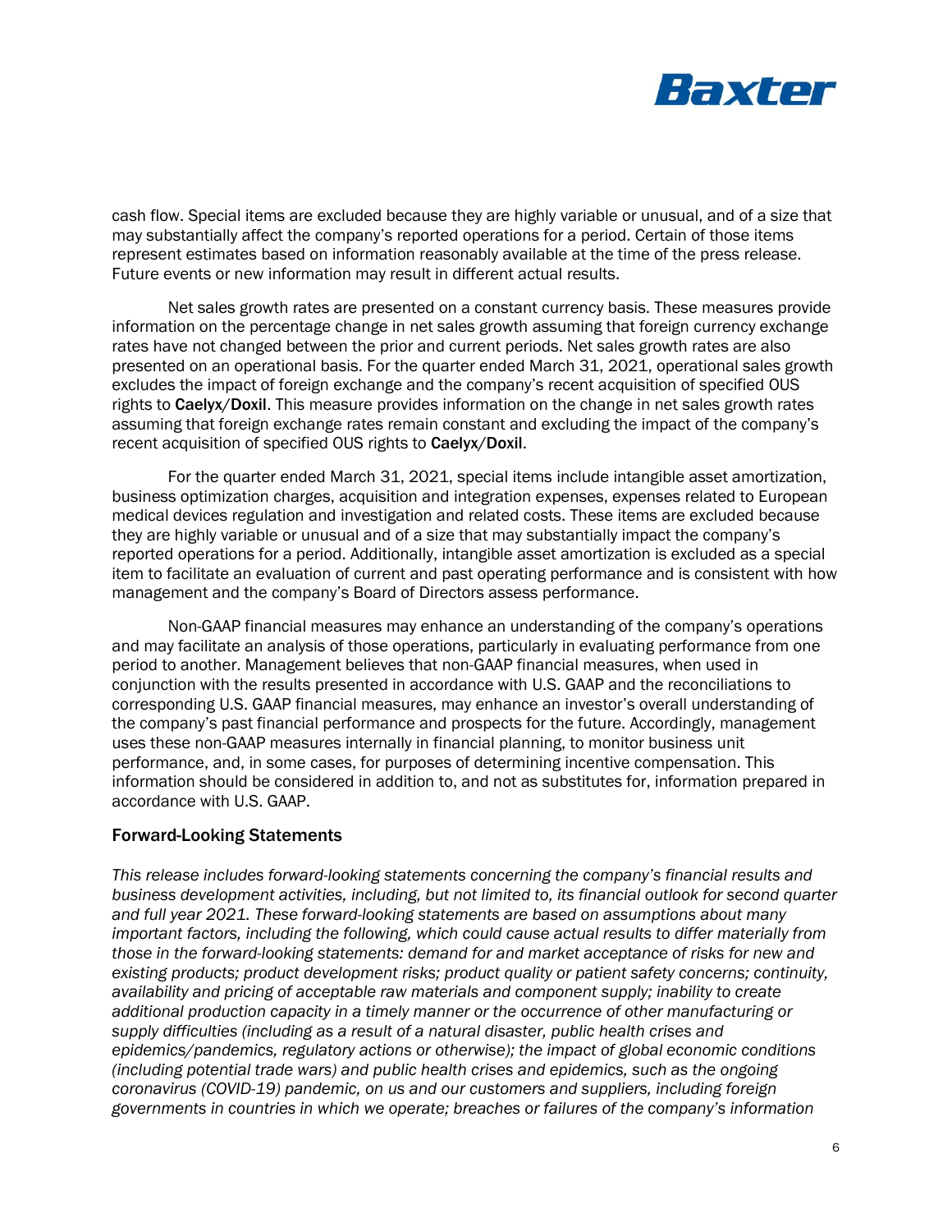cash flow. Special items are excluded because they are highly variable or unusual, and of a size that may substantially affect the company's reported operations for a period. Certain of those items represent estimates based on information reasonably available at the time of the press release. Future events or new information may result in different actual results.

Net sales growth rates are presented on a constant currency basis. These measures provide information on the percentage change in net sales growth assuming that foreign currency exchange rates have not changed between the prior and current periods. Net sales growth rates are also presented on an operational basis. For the quarter ended March 31, 2021, operational sales growth excludes the impact of foreign exchange and the company's recent acquisition of specified OUS rights to **Caelyx**/**Doxil**. This measure provides information on the change in net sales growth rates assuming that foreign exchange rates remain constant and excluding the impact of the company's recent acquisition of specified OUS rights to **Caelyx**/**Doxil**.

For the quarter ended March 31, 2021, special items include intangible asset amortization, business optimization charges, acquisition and integration expenses, expenses related to European medical devices regulation and investigation and related costs. These items are excluded because they are highly variable or unusual and of a size that may substantially impact the company's reported operations for a period. Additionally, intangible asset amortization is excluded as a special item to facilitate an evaluation of current and past operating performance and is consistent with how management and the company's Board of Directors assess performance.

Non-GAAP financial measures may enhance an understanding of the company's operations and may facilitate an analysis of those operations, particularly in evaluating performance from one period to another. Management believes that non-GAAP financial measures, when used in conjunction with the results presented in accordance with U.S. GAAP and the reconciliations to corresponding U.S. GAAP financial measures, may enhance an investor's overall understanding of the company's past financial performance and prospects for the future. Accordingly, management uses these non-GAAP measures internally in financial planning, to monitor business unit performance, and, in some cases, for purposes of determining incentive compensation. This information should be considered in addition to, and not as substitutes for, information prepared in accordance with U.S. GAAP.

## Forward-Looking Statements

*This release includes forward-looking statements concerning the company's financial results and business development activities, including, but not limited to, its financial outlook for second quarter and full year 2021. These forward-looking statements are based on assumptions about many important factors, including the following, which could cause actual results to differ materially from those in the forward-looking statements: demand for and market acceptance of risks for new and existing products; product development risks; product quality or patient safety concerns; continuity, availability and pricing of acceptable raw materials and component supply; inability to create additional production capacity in a timely manner or the occurrence of other manufacturing or supply difficulties (including as a result of a natural disaster, public health crises and epidemics/pandemics, regulatory actions or otherwise); the impact of global economic conditions (including potential trade wars) and public health crises and epidemics, such as the ongoing coronavirus (COVID-19) pandemic, on us and our customers and suppliers, including foreign governments in countries in which we operate; breaches or failures of the company's information*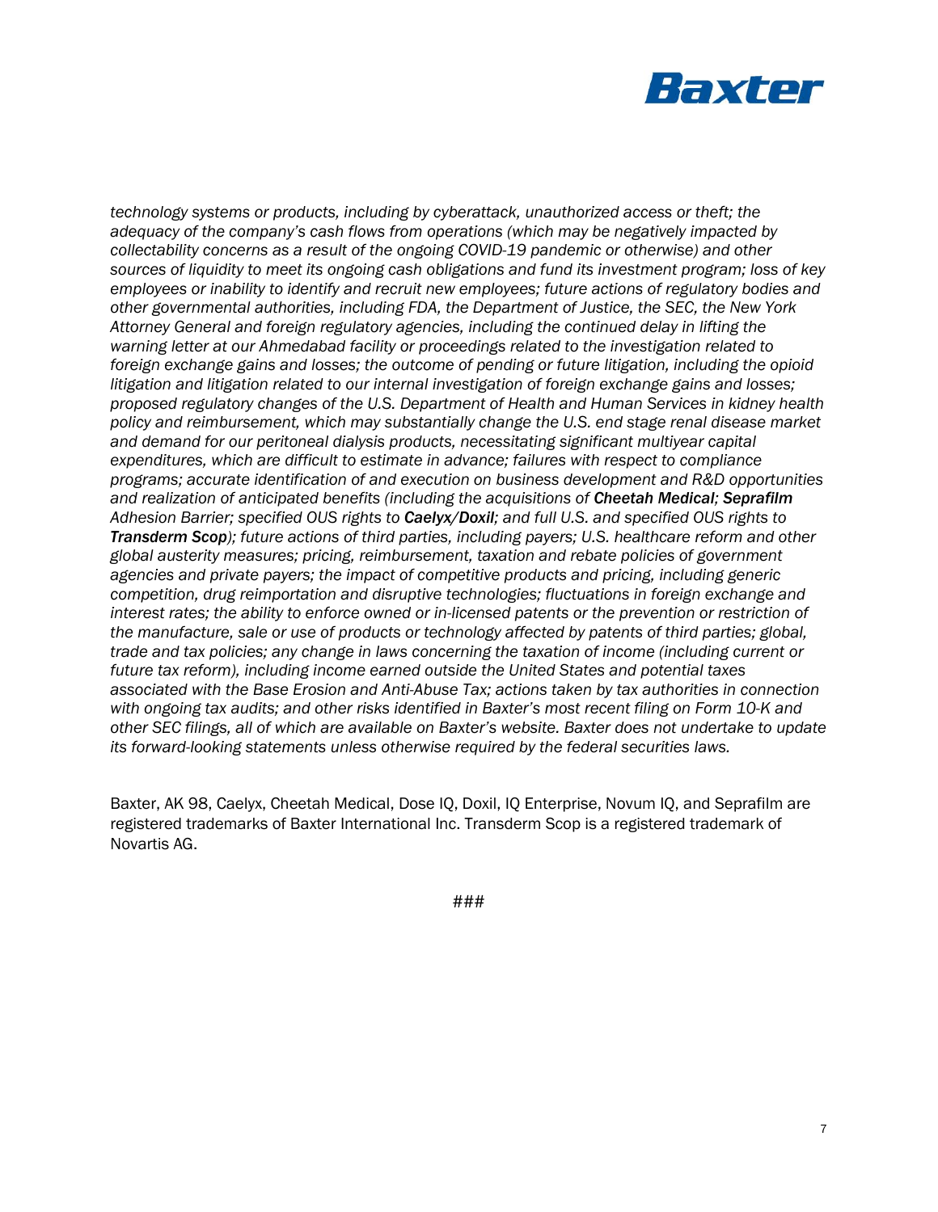*technology systems or products, including by cyberattack, unauthorized access or theft; the adequacy of the company's cash flows from operations (which may be negatively impacted by collectability concerns as a result of the ongoing COVID-19 pandemic or otherwise) and other sources of liquidity to meet its ongoing cash obligations and fund its investment program; loss of key employees or inability to identify and recruit new employees; future actions of regulatory bodies and other governmental authorities, including FDA, the Department of Justice, the SEC, the New York Attorney General and foreign regulatory agencies, including the continued delay in lifting the warning letter at our Ahmedabad facility or proceedings related to the investigation related to foreign exchange gains and losses; the outcome of pending or future litigation, including the opioid litigation and litigation related to our internal investigation of foreign exchange gains and losses; proposed regulatory changes of the U.S. Department of Health and Human Services in kidney health policy and reimbursement, which may substantially change the U.S. end stage renal disease market and demand for our peritoneal dialysis products, necessitating significant multiyear capital expenditures, which are difficult to estimate in advance; failures with respect to compliance programs; accurate identification of and execution on business development and R&D opportunities and realization of anticipated benefits (including the acquisitions of* ***Cheetah Medical; Seprafilm*** *Adhesion Barrier; specified OUS rights to* ***Caelyx/Doxil****; and full U.S. and specified OUS rights to* ***Transderm Scop****); future actions of third parties, including payers; U.S. healthcare reform and other global austerity measures; pricing, reimbursement, taxation and rebate policies of government agencies and private payers; the impact of competitive products and pricing, including generic competition, drug reimportation and disruptive technologies; fluctuations in foreign exchange and interest rates; the ability to enforce owned or in-licensed patents or the prevention or restriction of the manufacture, sale or use of products or technology affected by patents of third parties; global, trade and tax policies; any change in laws concerning the taxation of income (including current or future tax reform), including income earned outside the United States and potential taxes associated with the Base Erosion and Anti-Abuse Tax; actions taken by tax authorities in connection with ongoing tax audits; and other risks identified in Baxter's most recent filing on Form 10-K and other SEC filings, all of which are available on Baxter's website. Baxter does not undertake to update its forward-looking statements unless otherwise required by the federal securities laws.*

Baxter, AK 98, Caelyx, Cheetah Medical, Dose IQ, Doxil, IQ Enterprise, Novum IQ, and Seprafilm are registered trademarks of Baxter International Inc. Transderm Scop is a registered trademark of Novartis AG.

###